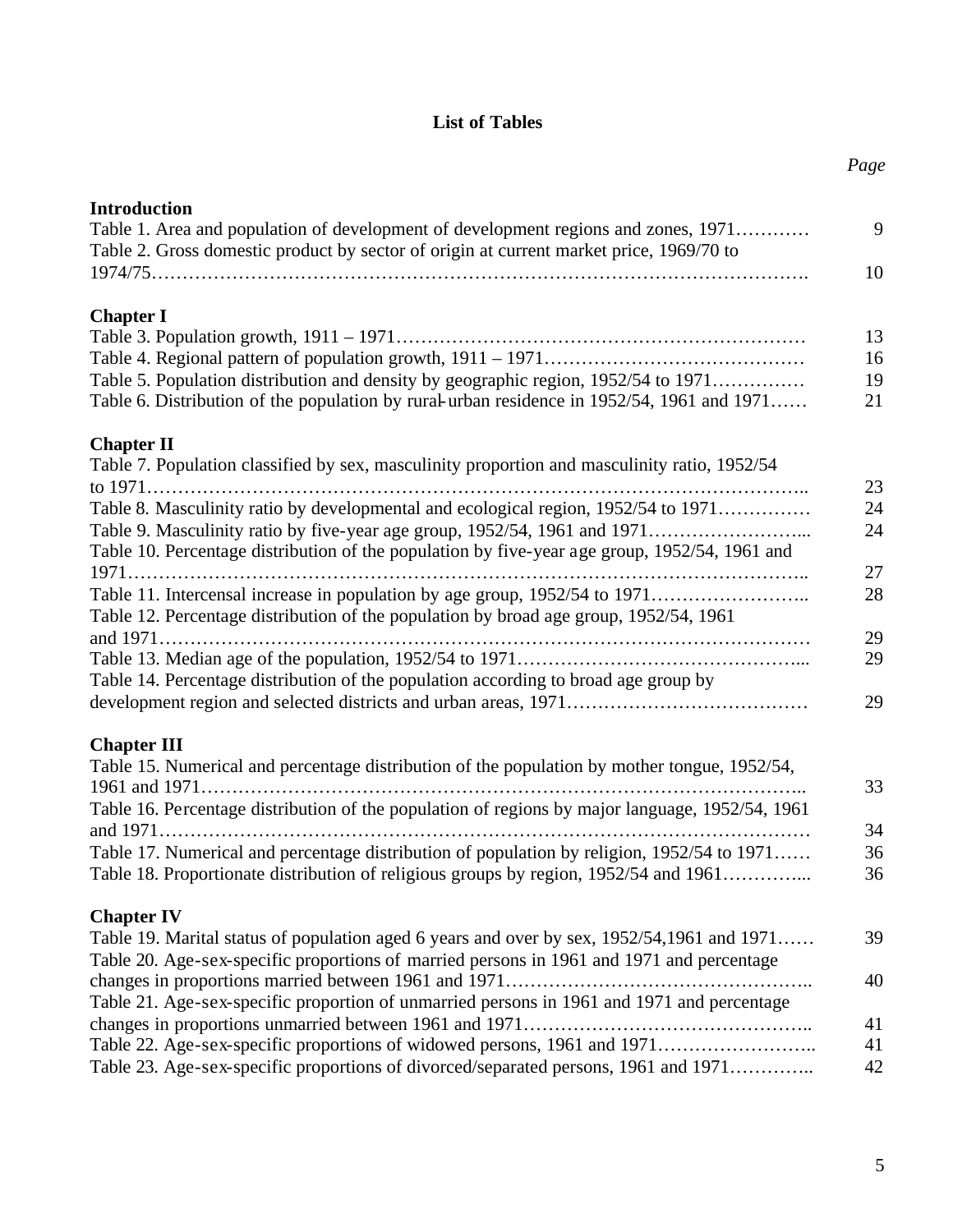# List of Tables

| | *Page* |
|---|---|
| **Introduction** | |
| Table 1. Area and population of development of development regions and zones, 1971………… | 9 |
| Table 2. Gross domestic product by sector of origin at current market price, 1969/70 to 1974/75……………………………………………………………………………………………. | 10 |
| **Chapter I** | |
| Table 3. Population growth, 1911 – 1971………………………………………………………… | 13 |
| Table 4. Regional pattern of population growth, 1911 – 1971…………………………………… | 16 |
| Table 5. Population distribution and density by geographic region, 1952/54 to 1971…………… | 19 |
| Table 6. Distribution of the population by rural-urban residence in 1952/54, 1961 and 1971…… | 21 |
| **Chapter II** | |
| Table 7. Population classified by sex, masculinity proportion and masculinity ratio, 1952/54 to 1971…………………………………………………………………………………………….. | 23 |
| Table 8. Masculinity ratio by developmental and ecological region, 1952/54 to 1971…………… | 24 |
| Table 9. Masculinity ratio by five-year age group, 1952/54, 1961 and 1971…………………….... | 24 |
| Table 10. Percentage distribution of the population by five-year age group, 1952/54, 1961 and 1971……………………………………………………………………………………………….. | 27 |
| Table 11. Intercensal increase in population by age group, 1952/54 to 1971…………………….. | 28 |
| Table 12. Percentage distribution of the population by broad age group, 1952/54, 1961 and 1971……………………………………………………………………………………………… | 29 |
| Table 13. Median age of the population, 1952/54 to 1971……………………………………….... | 29 |
| Table 14. Percentage distribution of the population according to broad age group by development region and selected districts and urban areas, 1971………………………………… | 29 |
| **Chapter III** | |
| Table 15. Numerical and percentage distribution of the population by mother tongue, 1952/54, 1961 and 1971…………………………………………………………………………………….. | 33 |
| Table 16. Percentage distribution of the population of regions by major language, 1952/54, 1961 and 1971……………………………………………………………………………………………… | 34 |
| Table 17. Numerical and percentage distribution of population by religion, 1952/54 to 1971…… | 36 |
| Table 18. Proportionate distribution of religious groups by region, 1952/54 and 1961………….... | 36 |
| **Chapter IV** | |
| Table 19. Marital status of population aged 6 years and over by sex, 1952/54,1961 and 1971…… | 39 |
| Table 20. Age-sex-specific proportions of married persons in 1961 and 1971 and percentage changes in proportions married between 1961 and 1971………………………………………….. | 40 |
| Table 21. Age-sex-specific proportion of unmarried persons in 1961 and 1971 and percentage changes in proportions unmarried between 1961 and 1971……………………………………….. | 41 |
| Table 22. Age-sex-specific proportions of widowed persons, 1961 and 1971…………………….. | 41 |
| Table 23. Age-sex-specific proportions of divorced/separated persons, 1961 and 1971………….. | 42 |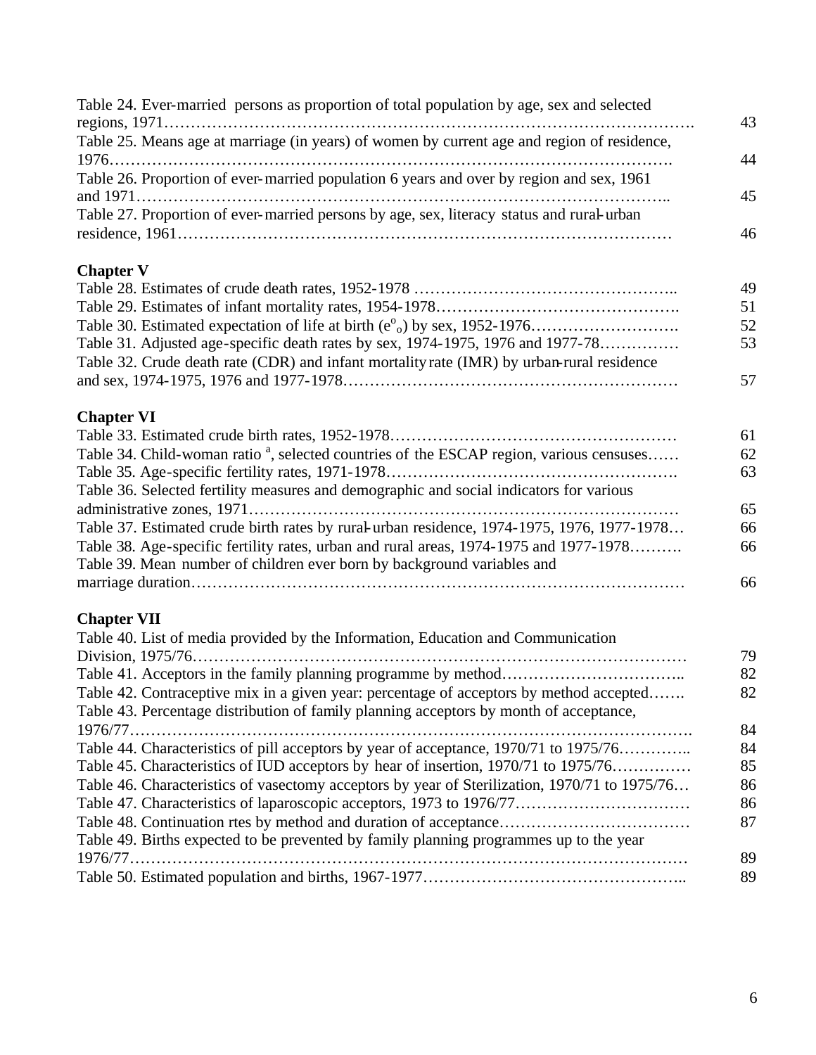Table 24. Ever-married persons as proportion of total population by age, sex and selected regions, 1971………………………………………………………………………………………. 43

Table 25. Means age at marriage (in years) of women by current age and region of residence, 1976……………………………………………………………………………………………… 44

Table 26. Proportion of ever-married population 6 years and over by region and sex, 1961 and 1971……………………………………………………………………………………….. 45

Table 27. Proportion of ever-married persons by age, sex, literacy status and rural-urban residence, 1961………………………………………………………………………………… 46

**Chapter V**

Table 28. Estimates of crude death rates, 1952-1978 ………………………………………….. 49

Table 29. Estimates of infant mortality rates, 1954-1978………………………………………. 51

Table 30. Estimated expectation of life at birth ($e^o_o$) by sex, 1952-1976………………………. 52

Table 31. Adjusted age-specific death rates by sex, 1974-1975, 1976 and 1977-78…………… 53

Table 32. Crude death rate (CDR) and infant mortality rate (IMR) by urban-rural residence and sex, 1974-1975, 1976 and 1977-1978……………………………………………………… 57

**Chapter VI**

Table 33. Estimated crude birth rates, 1952-1978……………………………………………… 61

Table 34. Child-woman ratio [a], selected countries of the ESCAP region, various censuses…… 62

Table 35. Age-specific fertility rates, 1971-1978………………………………………………. 63

Table 36. Selected fertility measures and demographic and social indicators for various administrative zones, 1971……………………………………………………………………… 65

Table 37. Estimated crude birth rates by rural-urban residence, 1974-1975, 1976, 1977-1978… 66

Table 38. Age-specific fertility rates, urban and rural areas, 1974-1975 and 1977-1978………. 66

Table 39. Mean number of children ever born by background variables and marriage duration……………………………………………………………………………… 66

**Chapter VII**

Table 40. List of media provided by the Information, Education and Communication Division, 1975/76……………………………………………………………………………… 79

Table 41. Acceptors in the family planning programme by method…………………………….. 82

Table 42. Contraceptive mix in a given year: percentage of acceptors by method accepted……. 82

Table 43. Percentage distribution of family planning acceptors by month of acceptance, 1976/77………………………………………………………………………………………… 84

Table 44. Characteristics of pill acceptors by year of acceptance, 1970/71 to 1975/76………….. 84

Table 45. Characteristics of IUD acceptors by hear of insertion, 1970/71 to 1975/76…………… 85

Table 46. Characteristics of vasectomy acceptors by year of Sterilization, 1970/71 to 1975/76… 86

Table 47. Characteristics of laparoscopic acceptors, 1973 to 1976/77…………………………… 86

Table 48. Continuation rtes by method and duration of acceptance……………………………… 87

Table 49. Births expected to be prevented by family planning programmes up to the year 1976/77………………………………………………………………………………………… 89

Table 50. Estimated population and births, 1967-1977………………………………………….. 89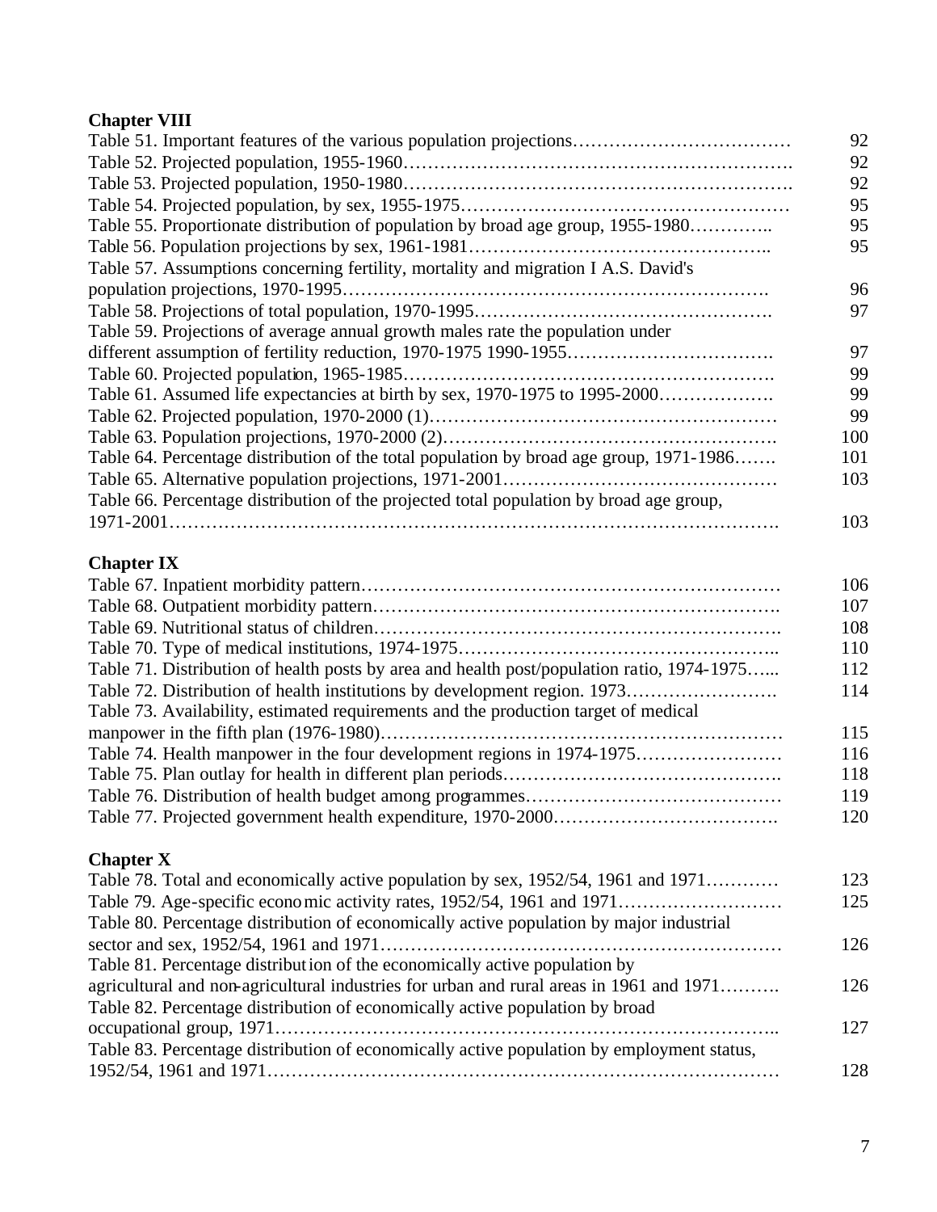## Chapter VIII

| | |
|---|---|
| Table 51. Important features of the various population projections | 92 |
| Table 52. Projected population, 1955-1960 | 92 |
| Table 53. Projected population, 1950-1980 | 92 |
| Table 54. Projected population, by sex, 1955-1975 | 95 |
| Table 55. Proportionate distribution of population by broad age group, 1955-1980 | 95 |
| Table 56. Population projections by sex, 1961-1981 | 95 |
| Table 57. Assumptions concerning fertility, mortality and migration I A.S. David's population projections, 1970-1995 | 96 |
| Table 58. Projections of total population, 1970-1995 | 97 |
| Table 59. Projections of average annual growth males rate the population under different assumption of fertility reduction, 1970-1975 1990-1955 | 97 |
| Table 60. Projected population, 1965-1985 | 99 |
| Table 61. Assumed life expectancies at birth by sex, 1970-1975 to 1995-2000 | 99 |
| Table 62. Projected population, 1970-2000 (1) | 99 |
| Table 63. Population projections, 1970-2000 (2) | 100 |
| Table 64. Percentage distribution of the total population by broad age group, 1971-1986 | 101 |
| Table 65. Alternative population projections, 1971-2001 | 103 |
| Table 66. Percentage distribution of the projected total population by broad age group, 1971-2001 | 103 |

## Chapter IX

| | |
|---|---|
| Table 67. Inpatient morbidity pattern | 106 |
| Table 68. Outpatient morbidity pattern | 107 |
| Table 69. Nutritional status of children | 108 |
| Table 70. Type of medical institutions, 1974-1975 | 110 |
| Table 71. Distribution of health posts by area and health post/population ratio, 1974-1975 | 112 |
| Table 72. Distribution of health institutions by development region. 1973 | 114 |
| Table 73. Availability, estimated requirements and the production target of medical manpower in the fifth plan (1976-1980) | 115 |
| Table 74. Health manpower in the four development regions in 1974-1975 | 116 |
| Table 75. Plan outlay for health in different plan periods | 118 |
| Table 76. Distribution of health budget among programmes | 119 |
| Table 77. Projected government health expenditure, 1970-2000 | 120 |

## Chapter X

| | |
|---|---|
| Table 78. Total and economically active population by sex, 1952/54, 1961 and 1971 | 123 |
| Table 79. Age-specific economic activity rates, 1952/54, 1961 and 1971 | 125 |
| Table 80. Percentage distribution of economically active population by major industrial sector and sex, 1952/54, 1961 and 1971 | 126 |
| Table 81. Percentage distribution of the economically active population by agricultural and non-agricultural industries for urban and rural areas in 1961 and 1971 | 126 |
| Table 82. Percentage distribution of economically active population by broad occupational group, 1971 | 127 |
| Table 83. Percentage distribution of economically active population by employment status, 1952/54, 1961 and 1971 | 128 |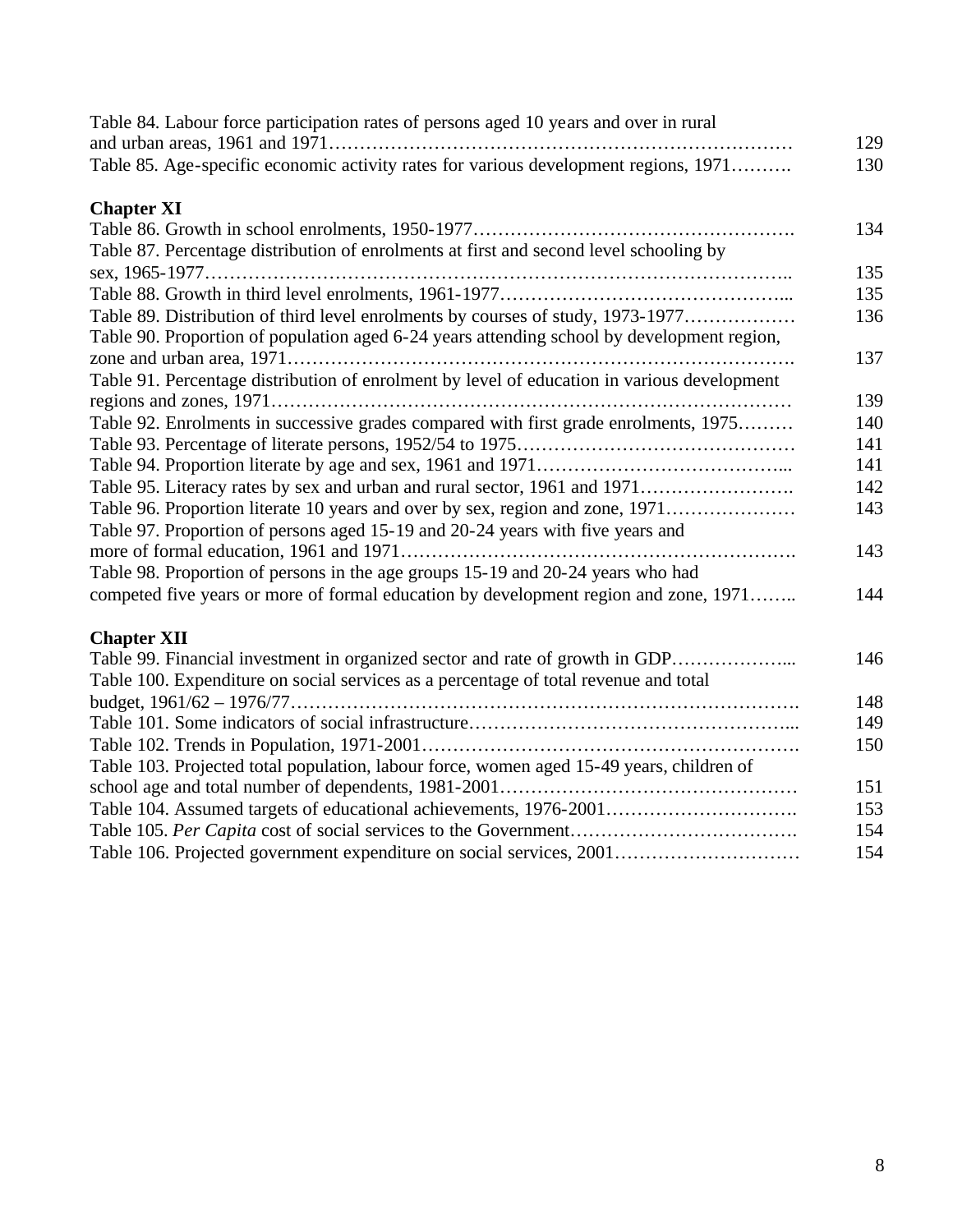Table 84. Labour force participation rates of persons aged 10 years and over in rural and urban areas, 1961 and 1971………………………………………………………………… 129

Table 85. Age-specific economic activity rates for various development regions, 1971………. 130

**Chapter XI**

Table 86. Growth in school enrolments, 1950-1977……………………………………………. 134

Table 87. Percentage distribution of enrolments at first and second level schooling by sex, 1965-1977……………………………………………………………………………….. 135

Table 88. Growth in third level enrolments, 1961-1977……………………………………... 135

Table 89. Distribution of third level enrolments by courses of study, 1973-1977……………… 136

Table 90. Proportion of population aged 6-24 years attending school by development region, zone and urban area, 1971……………………………………………………………………. 137

Table 91. Percentage distribution of enrolment by level of education in various development regions and zones, 1971……………………………………………………………………… 139

Table 92. Enrolments in successive grades compared with first grade enrolments, 1975……… 140

Table 93. Percentage of literate persons, 1952/54 to 1975……………………………………… 141

Table 94. Proportion literate by age and sex, 1961 and 1971…………………………………... 141

Table 95. Literacy rates by sex and urban and rural sector, 1961 and 1971……………………. 142

Table 96. Proportion literate 10 years and over by sex, region and zone, 1971………………… 143

Table 97. Proportion of persons aged 15-19 and 20-24 years with five years and more of formal education, 1961 and 1971………………………………………………………. 143

Table 98. Proportion of persons in the age groups 15-19 and 20-24 years who had competed five years or more of formal education by development region and zone, 1971…….. 144

**Chapter XII**

Table 99. Financial investment in organized sector and rate of growth in GDP………………... 146

Table 100. Expenditure on social services as a percentage of total revenue and total budget, 1961/62 – 1976/77……………………………………………………………………. 148

Table 101. Some indicators of social infrastructure…………………………………………... 149

Table 102. Trends in Population, 1971-2001…………………………………………………. 150

Table 103. Projected total population, labour force, women aged 15-49 years, children of school age and total number of dependents, 1981-2001………………………………………… 151

Table 104. Assumed targets of educational achievements, 1976-2001…………………………. 153

Table 105. *Per Capita* cost of social services to the Government………………………………. 154

Table 106. Projected government expenditure on social services, 2001………………………… 154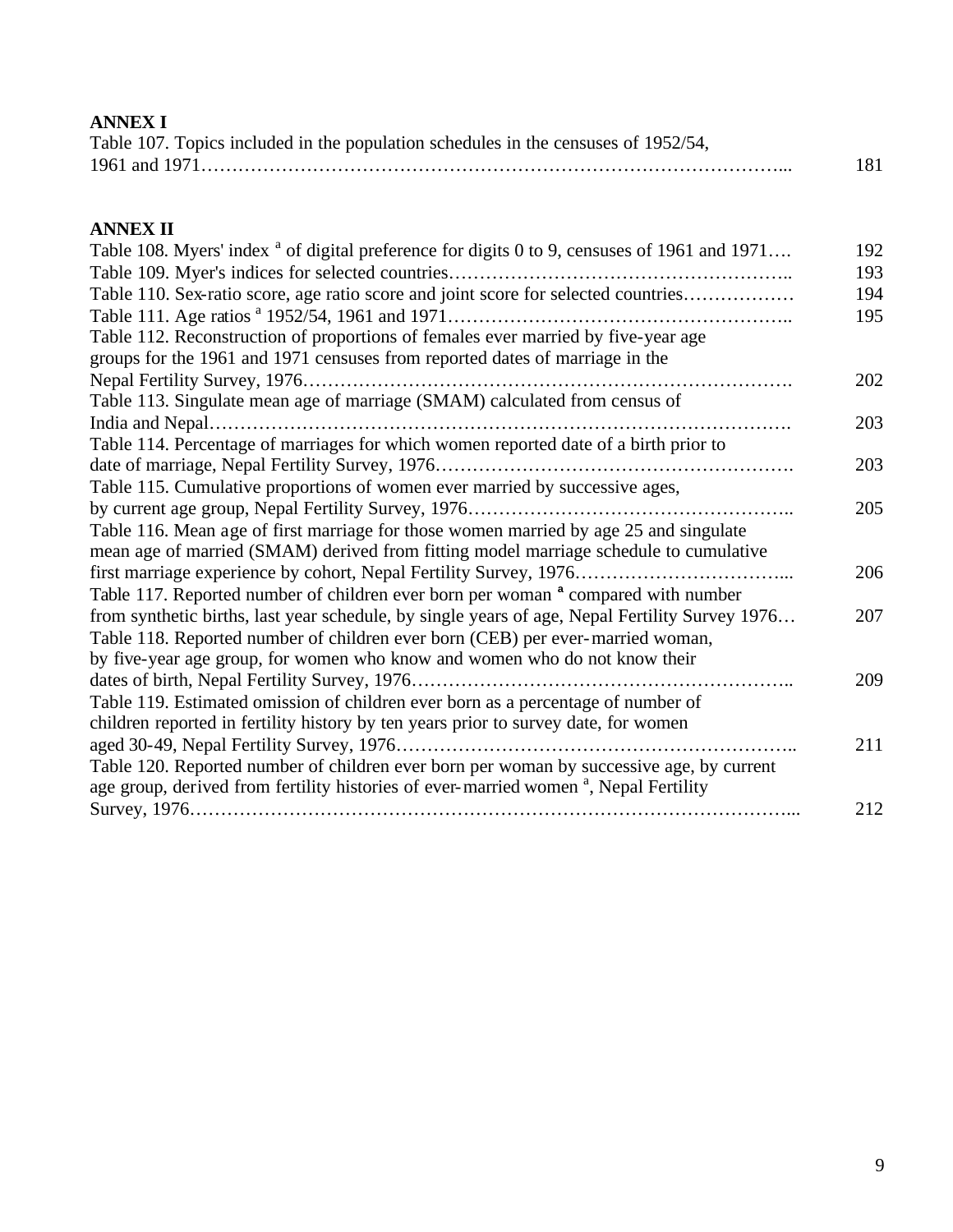**ANNEX I**

Table 107. Topics included in the population schedules in the censuses of 1952/54, 1961 and 1971………………………………………………………………………………... 181

**ANNEX II**

Table 108. Myers' index [a] of digital preference for digits 0 to 9, censuses of 1961 and 1971…. 192
Table 109. Myer's indices for selected countries……………………………………………….. 193
Table 110. Sex-ratio score, age ratio score and joint score for selected countries……………… 194
Table 111. Age ratios [a] 1952/54, 1961 and 1971……………………………………………….. 195
Table 112. Reconstruction of proportions of females ever married by five-year age groups for the 1961 and 1971 censuses from reported dates of marriage in the Nepal Fertility Survey, 1976…………………………………………………………………. 202
Table 113. Singulate mean age of marriage (SMAM) calculated from census of India and Nepal……………………………………………………………………………. 203
Table 114. Percentage of marriages for which women reported date of a birth prior to date of marriage, Nepal Fertility Survey, 1976…………………………………………………. 203
Table 115. Cumulative proportions of women ever married by successive ages, by current age group, Nepal Fertility Survey, 1976…………………………………………….. 205
Table 116. Mean age of first marriage for those women married by age 25 and singulate mean age of married (SMAM) derived from fitting model marriage schedule to cumulative first marriage experience by cohort, Nepal Fertility Survey, 1976…………………………... 206
Table 117. Reported number of children ever born per woman [a] compared with number from synthetic births, last year schedule, by single years of age, Nepal Fertility Survey 1976… 207
Table 118. Reported number of children ever born (CEB) per ever-married woman, by five-year age group, for women who know and women who do not know their dates of birth, Nepal Fertility Survey, 1976…………………………………………………….. 209
Table 119. Estimated omission of children ever born as a percentage of number of children reported in fertility history by ten years prior to survey date, for women aged 30-49, Nepal Fertility Survey, 1976……………………………………………………….. 211
Table 120. Reported number of children ever born per woman by successive age, by current age group, derived from fertility histories of ever-married women [a], Nepal Fertility Survey, 1976…………………………………………………………………………………... 212